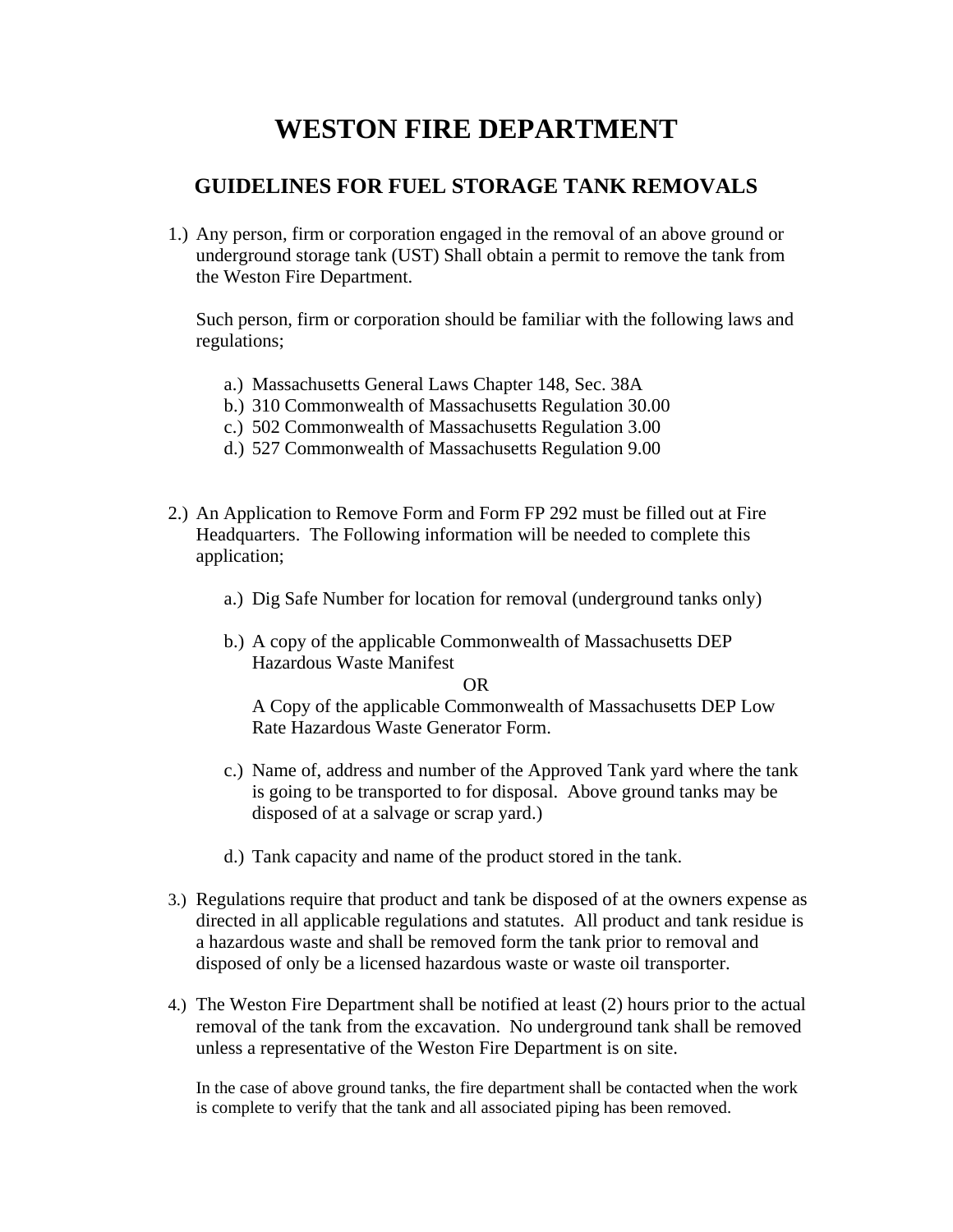# WESTON FIRE DEPARTMENT

## GUIDELINES FOR FUEL STORAGE TANK REMOVALS

1.) Any person, firm or corporation engaged in the removal of an above ground or underground storage tank (UST) Shall obtain a permit to remove the tank from the Weston Fire Department.

   Such person, firm or corporation should be familiar with the following laws and regulations;

   a.) Massachusetts General Laws Chapter 148, Sec. 38A
   b.) 310 Commonwealth of Massachusetts Regulation 30.00
   c.) 502 Commonwealth of Massachusetts Regulation 3.00
   d.) 527 Commonwealth of Massachusetts Regulation 9.00

2.) An Application to Remove Form and Form FP 292 must be filled out at Fire Headquarters. The Following information will be needed to complete this application;

   a.) Dig Safe Number for location for removal (underground tanks only)

   b.) A copy of the applicable Commonwealth of Massachusetts DEP Hazardous Waste Manifest

   OR

   A Copy of the applicable Commonwealth of Massachusetts DEP Low Rate Hazardous Waste Generator Form.

   c.) Name of, address and number of the Approved Tank yard where the tank is going to be transported to for disposal. Above ground tanks may be disposed of at a salvage or scrap yard.)

   d.) Tank capacity and name of the product stored in the tank.

3.) Regulations require that product and tank be disposed of at the owners expense as directed in all applicable regulations and statutes. All product and tank residue is a hazardous waste and shall be removed form the tank prior to removal and disposed of only be a licensed hazardous waste or waste oil transporter.

4.) The Weston Fire Department shall be notified at least (2) hours prior to the actual removal of the tank from the excavation. No underground tank shall be removed unless a representative of the Weston Fire Department is on site.

   In the case of above ground tanks, the fire department shall be contacted when the work is complete to verify that the tank and all associated piping has been removed.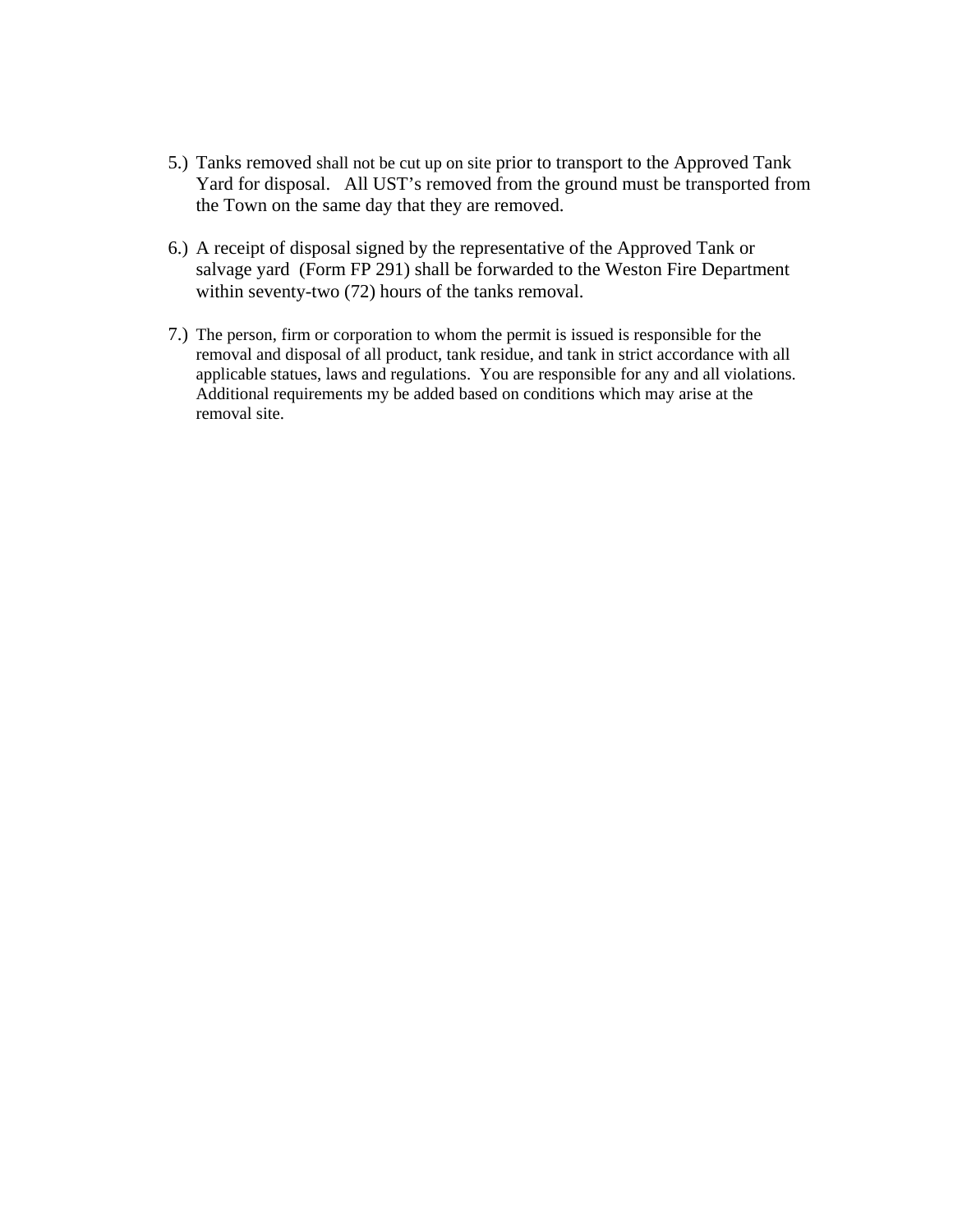5.) Tanks removed shall not be cut up on site prior to transport to the Approved Tank Yard for disposal. All UST's removed from the ground must be transported from the Town on the same day that they are removed.

6.) A receipt of disposal signed by the representative of the Approved Tank or salvage yard (Form FP 291) shall be forwarded to the Weston Fire Department within seventy-two (72) hours of the tanks removal.

7.) The person, firm or corporation to whom the permit is issued is responsible for the removal and disposal of all product, tank residue, and tank in strict accordance with all applicable statues, laws and regulations. You are responsible for any and all violations. Additional requirements my be added based on conditions which may arise at the removal site.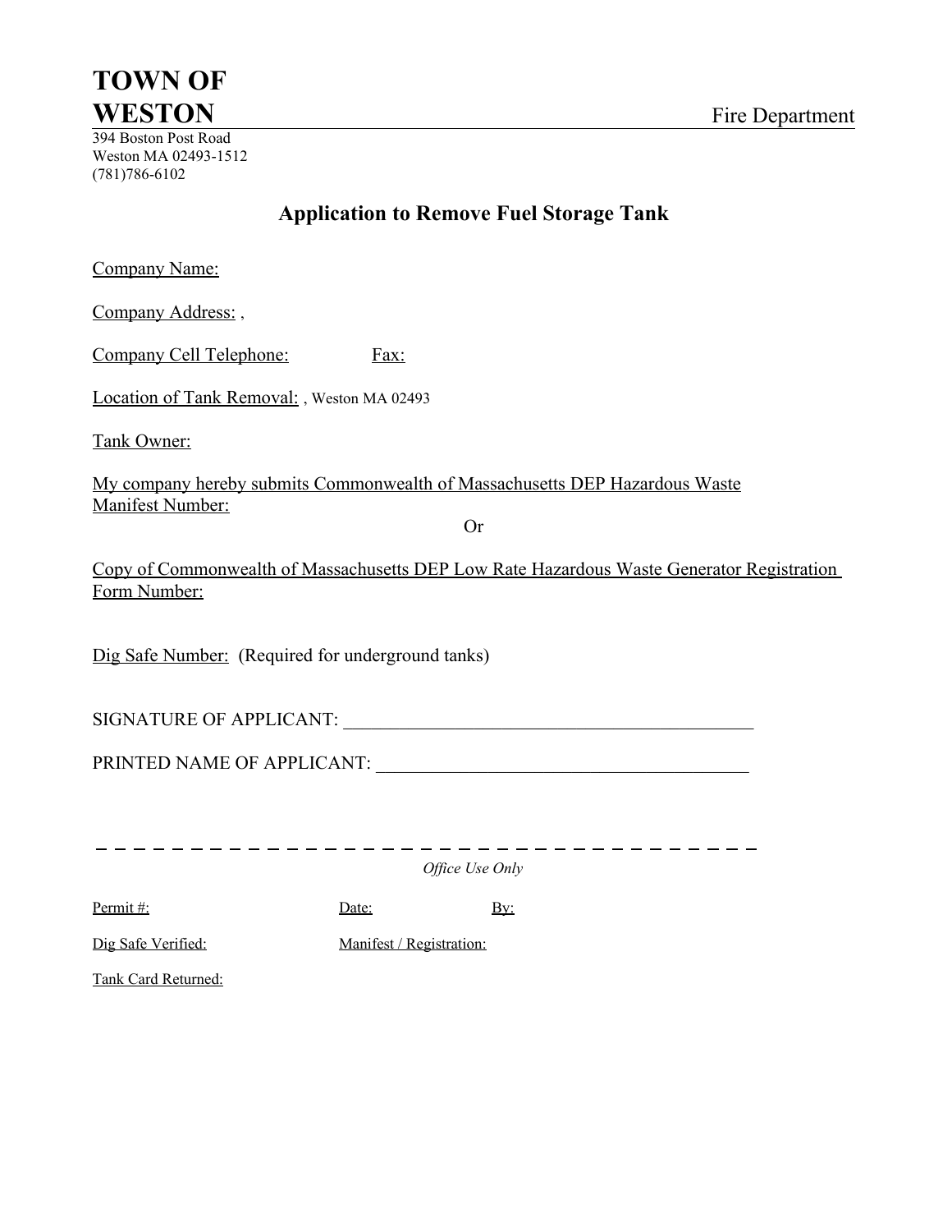# TOWN OF WESTON

Fire Department

394 Boston Post Road
Weston MA 02493-1512
(781)786-6102

## Application to Remove Fuel Storage Tank

Company Name:

Company Address: ,

Company Cell Telephone: Fax:

Location of Tank Removal: , Weston MA 02493

Tank Owner:

My company hereby submits Commonwealth of Massachusetts DEP Hazardous Waste Manifest Number:

Or

Copy of Commonwealth of Massachusetts DEP Low Rate Hazardous Waste Generator Registration Form Number:

Dig Safe Number: (Required for underground tanks)

SIGNATURE OF APPLICANT: ____________________________________________

PRINTED NAME OF APPLICANT: ________________________________________

---

*Office Use Only*

Permit #: Date: By:

Dig Safe Verified: Manifest / Registration:

Tank Card Returned: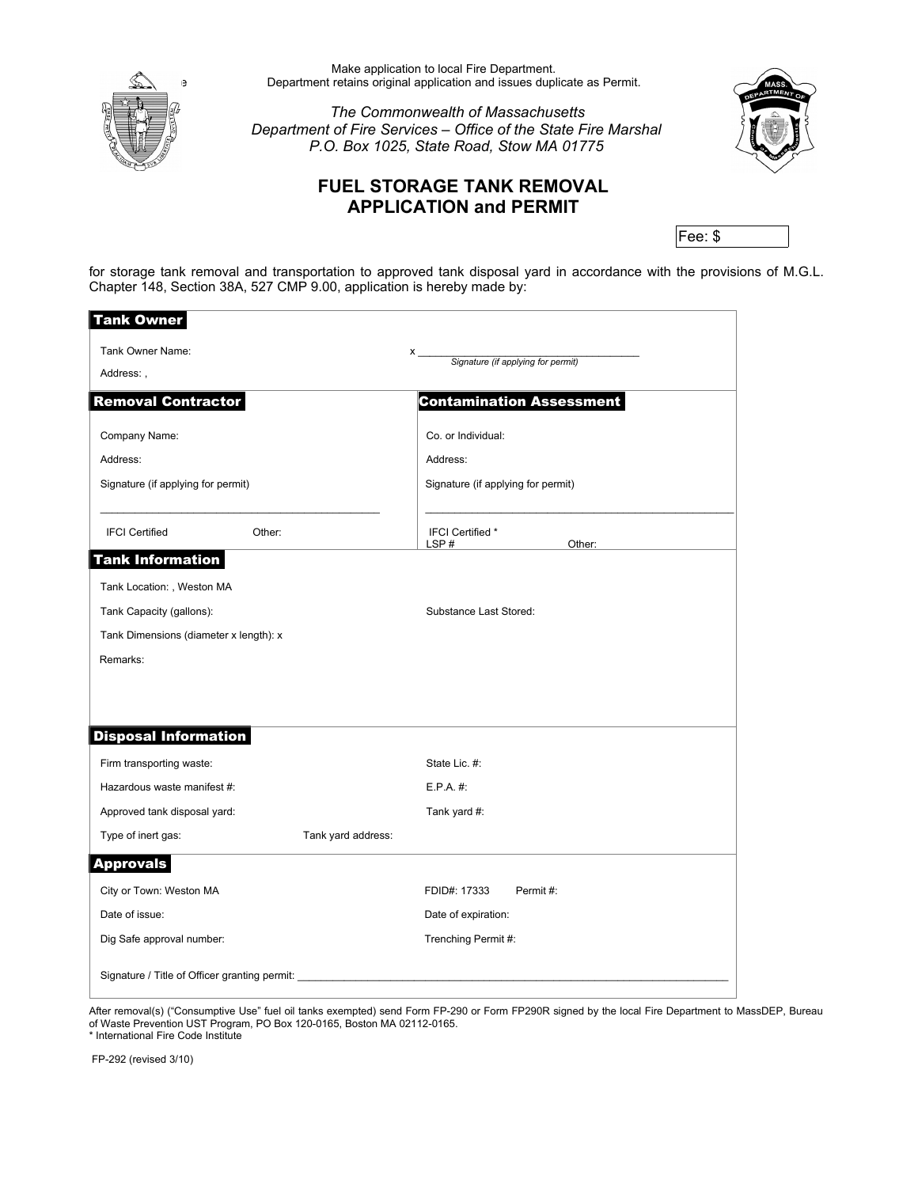Make application to local Fire Department.
Department retains original application and issues duplicate as Permit.

*The Commonwealth of Massachusetts*
*Department of Fire Services – Office of the State Fire Marshal*
*P.O. Box 1025, State Road, Stow MA 01775*

# FUEL STORAGE TANK REMOVAL APPLICATION and PERMIT

Fee: $

for storage tank removal and transportation to approved tank disposal yard in accordance with the provisions of M.G.L. Chapter 148, Section 38A, 527 CMP 9.00, application is hereby made by:

## Tank Owner

Tank Owner Name:

x ____________________________________
*Signature (if applying for permit)*

Address: ,

## Removal Contractor

Company Name:

Address:

Signature (if applying for permit)

______________________________________________

IFCI Certified    Other:

## Contamination Assessment

Co. or Individual:

Address:

Signature (if applying for permit)

______________________________________________

IFCI Certified *
LSP #    Other:

## Tank Information

Tank Location: , Weston MA

Tank Capacity (gallons):

Substance Last Stored:

Tank Dimensions (diameter x length): x

Remarks:

## Disposal Information

Firm transporting waste:

State Lic. #:

Hazardous waste manifest #:

E.P.A. #:

Approved tank disposal yard:

Tank yard #:

Type of inert gas:

Tank yard address:

## Approvals

City or Town: Weston MA

FDID#: 17333    Permit #:

Date of issue:

Date of expiration:

Dig Safe approval number:

Trenching Permit #:

Signature / Title of Officer granting permit: ____________________________________________________________

After removal(s) ("Consumptive Use" fuel oil tanks exempted) send Form FP-290 or Form FP290R signed by the local Fire Department to MassDEP, Bureau of Waste Prevention UST Program, PO Box 120-0165, Boston MA 02112-0165.
* International Fire Code Institute

FP-292 (revised 3/10)